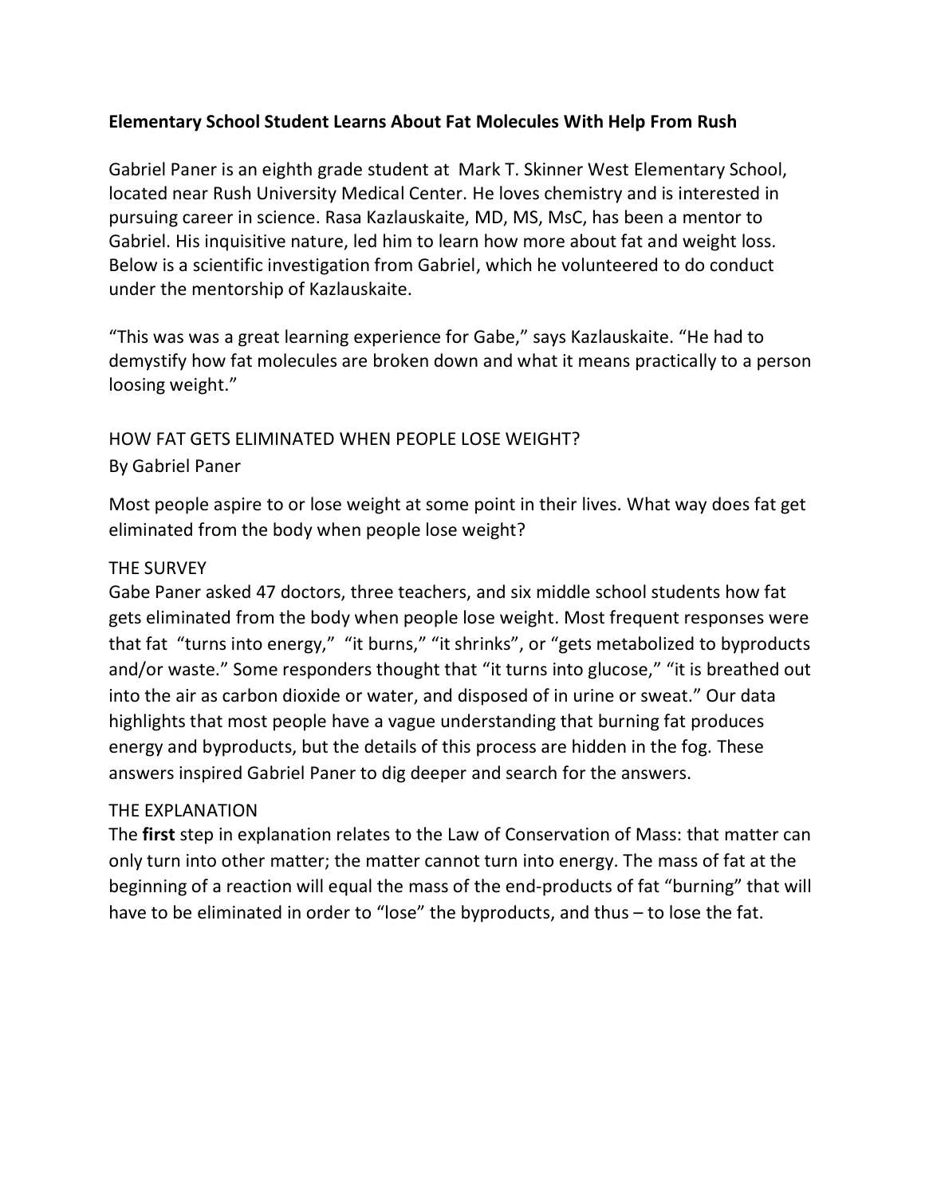**Elementary School Student Learns About Fat Molecules With Help From Rush**

Gabriel Paner is an eighth grade student at Mark T. Skinner West Elementary School, located near Rush University Medical Center. He loves chemistry and is interested in pursuing career in science. Rasa Kazlauskaite, MD, MS, MsC, has been a mentor to Gabriel. His inquisitive nature, led him to learn how more about fat and weight loss. Below is a scientific investigation from Gabriel, which he volunteered to do conduct under the mentorship of Kazlauskaite.

"This was was a great learning experience for Gabe," says Kazlauskaite. "He had to demystify how fat molecules are broken down and what it means practically to a person loosing weight."

HOW FAT GETS ELIMINATED WHEN PEOPLE LOSE WEIGHT?

By Gabriel Paner

Most people aspire to or lose weight at some point in their lives. What way does fat get eliminated from the body when people lose weight?

THE SURVEY

Gabe Paner asked 47 doctors, three teachers, and six middle school students how fat gets eliminated from the body when people lose weight. Most frequent responses were that fat "turns into energy," "it burns," "it shrinks", or "gets metabolized to byproducts and/or waste." Some responders thought that "it turns into glucose," "it is breathed out into the air as carbon dioxide or water, and disposed of in urine or sweat." Our data highlights that most people have a vague understanding that burning fat produces energy and byproducts, but the details of this process are hidden in the fog. These answers inspired Gabriel Paner to dig deeper and search for the answers.

THE EXPLANATION

The **first** step in explanation relates to the Law of Conservation of Mass: that matter can only turn into other matter; the matter cannot turn into energy. The mass of fat at the beginning of a reaction will equal the mass of the end-products of fat "burning" that will have to be eliminated in order to "lose" the byproducts, and thus – to lose the fat.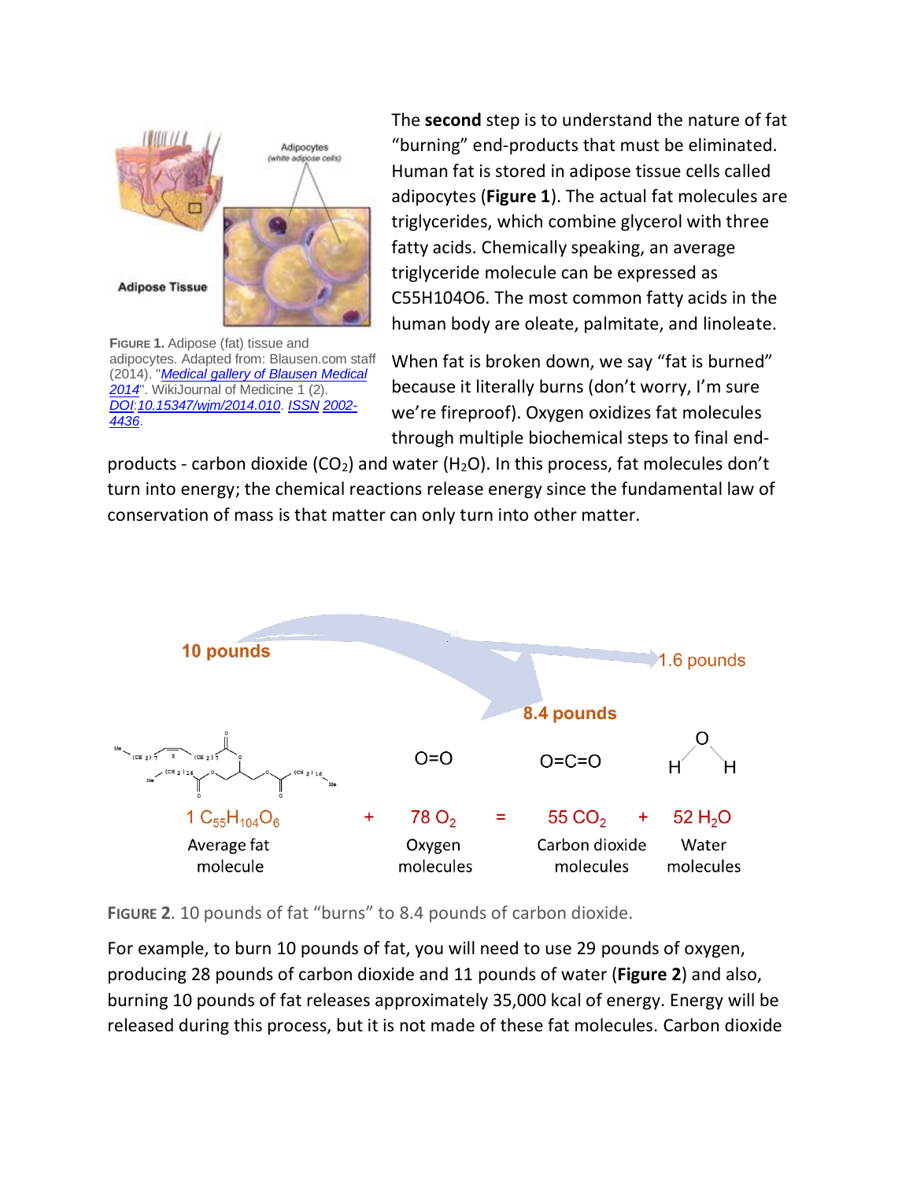The **second** step is to understand the nature of fat "burning" end-products that must be eliminated. Human fat is stored in adipose tissue cells called adipocytes (**Figure 1**). The actual fat molecules are triglycerides, which combine glycerol with three fatty acids. Chemically speaking, an average triglyceride molecule can be expressed as C55H104O6. The most common fatty acids in the human body are oleate, palmitate, and linoleate.

FIGURE 1. Adipose (fat) tissue and adipocytes. Adapted from: Blausen.com staff (2014). "*Medical gallery of Blausen Medical 2014*". WikiJournal of Medicine 1 (2). DOI:10.15347/wjm/2014.010. ISSN 2002-4436.

When fat is broken down, we say "fat is burned" because it literally burns (don't worry, I'm sure we're fireproof). Oxygen oxidizes fat molecules through multiple biochemical steps to final end-products - carbon dioxide ($CO_2$) and water ($H_2O$). In this process, fat molecules don't turn into energy; the chemical reactions release energy since the fundamental law of conservation of mass is that matter can only turn into other matter.

10 pounds → 8.4 pounds, 1.6 pounds

$$1\ C_{55}H_{104}O_6 + 78\ O_2 = 55\ CO_2 + 52\ H_2O$$

Average fat molecule + Oxygen molecules = Carbon dioxide molecules + Water molecules

FIGURE 2. 10 pounds of fat "burns" to 8.4 pounds of carbon dioxide.

For example, to burn 10 pounds of fat, you will need to use 29 pounds of oxygen, producing 28 pounds of carbon dioxide and 11 pounds of water (**Figure 2**) and also, burning 10 pounds of fat releases approximately 35,000 kcal of energy. Energy will be released during this process, but it is not made of these fat molecules. Carbon dioxide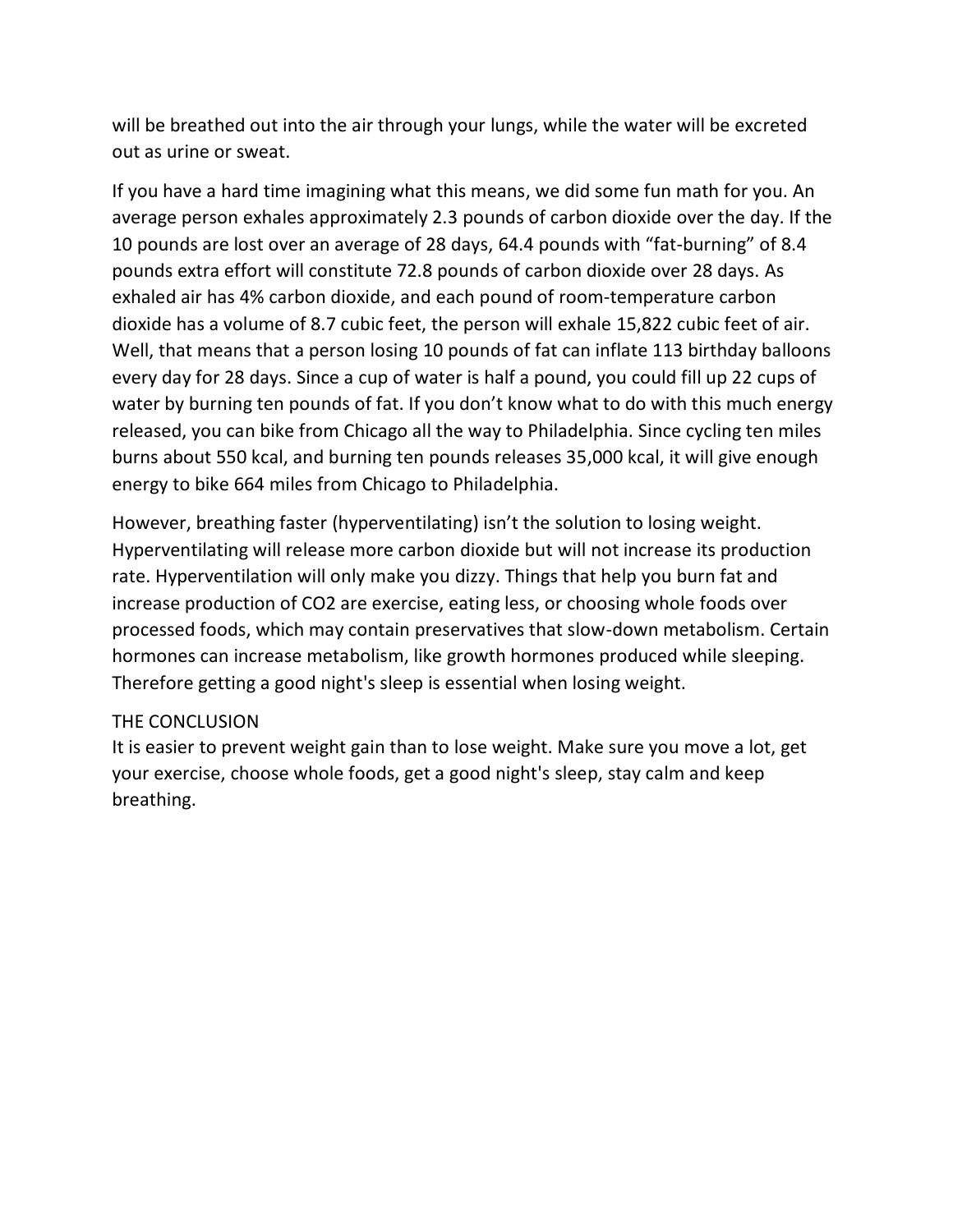will be breathed out into the air through your lungs, while the water will be excreted out as urine or sweat.

If you have a hard time imagining what this means, we did some fun math for you. An average person exhales approximately 2.3 pounds of carbon dioxide over the day. If the 10 pounds are lost over an average of 28 days, 64.4 pounds with "fat-burning" of 8.4 pounds extra effort will constitute 72.8 pounds of carbon dioxide over 28 days. As exhaled air has 4% carbon dioxide, and each pound of room-temperature carbon dioxide has a volume of 8.7 cubic feet, the person will exhale 15,822 cubic feet of air. Well, that means that a person losing 10 pounds of fat can inflate 113 birthday balloons every day for 28 days. Since a cup of water is half a pound, you could fill up 22 cups of water by burning ten pounds of fat. If you don't know what to do with this much energy released, you can bike from Chicago all the way to Philadelphia. Since cycling ten miles burns about 550 kcal, and burning ten pounds releases 35,000 kcal, it will give enough energy to bike 664 miles from Chicago to Philadelphia.

However, breathing faster (hyperventilating) isn't the solution to losing weight. Hyperventilating will release more carbon dioxide but will not increase its production rate. Hyperventilation will only make you dizzy. Things that help you burn fat and increase production of $CO_2$ are exercise, eating less, or choosing whole foods over processed foods, which may contain preservatives that slow-down metabolism. Certain hormones can increase metabolism, like growth hormones produced while sleeping. Therefore getting a good night's sleep is essential when losing weight.

## THE CONCLUSION

It is easier to prevent weight gain than to lose weight. Make sure you move a lot, get your exercise, choose whole foods, get a good night's sleep, stay calm and keep breathing.